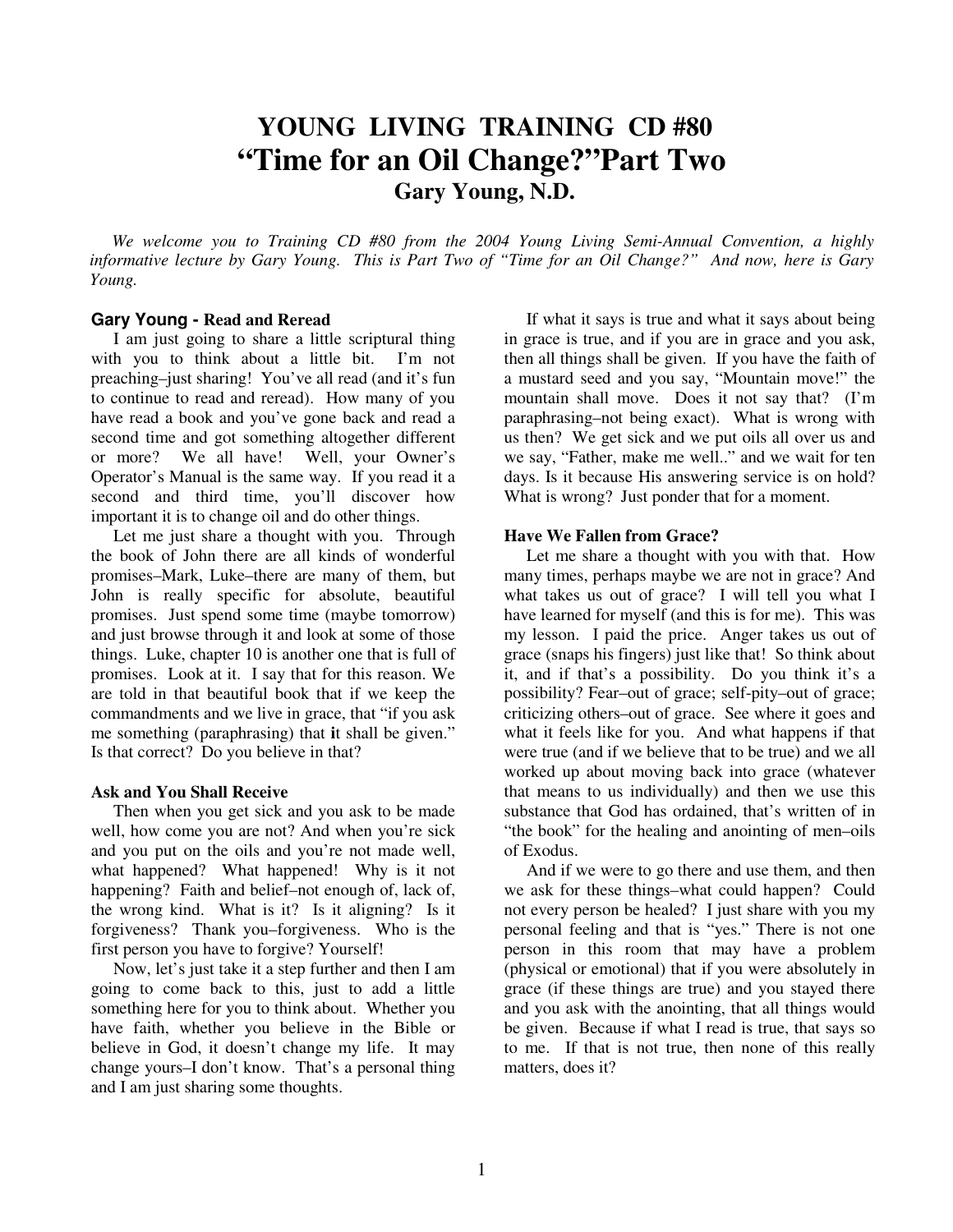# YOUNG LIVING TRAINING CD #80
# "Time for an Oil Change?"Part Two
## Gary Young, N.D.

*We welcome you to Training CD #80 from the 2004 Young Living Semi-Annual Convention, a highly informative lecture by Gary Young. This is Part Two of "Time for an Oil Change?" And now, here is Gary Young.*

### Gary Young - Read and Reread

I am just going to share a little scriptural thing with you to think about a little bit. I'm not preaching–just sharing! You've all read (and it's fun to continue to read and reread). How many of you have read a book and you've gone back and read a second time and got something altogether different or more? We all have! Well, your Owner's Operator's Manual is the same way. If you read it a second and third time, you'll discover how important it is to change oil and do other things.

Let me just share a thought with you. Through the book of John there are all kinds of wonderful promises–Mark, Luke–there are many of them, but John is really specific for absolute, beautiful promises. Just spend some time (maybe tomorrow) and just browse through it and look at some of those things. Luke, chapter 10 is another one that is full of promises. Look at it. I say that for this reason. We are told in that beautiful book that if we keep the commandments and we live in grace, that "if you ask me something (paraphrasing) that **i**t shall be given." Is that correct? Do you believe in that?

### Ask and You Shall Receive

Then when you get sick and you ask to be made well, how come you are not? And when you're sick and you put on the oils and you're not made well, what happened? What happened! Why is it not happening? Faith and belief–not enough of, lack of, the wrong kind. What is it? Is it aligning? Is it forgiveness? Thank you–forgiveness. Who is the first person you have to forgive? Yourself!

Now, let's just take it a step further and then I am going to come back to this, just to add a little something here for you to think about. Whether you have faith, whether you believe in the Bible or believe in God, it doesn't change my life. It may change yours–I don't know. That's a personal thing and I am just sharing some thoughts.

If what it says is true and what it says about being in grace is true, and if you are in grace and you ask, then all things shall be given. If you have the faith of a mustard seed and you say, "Mountain move!" the mountain shall move. Does it not say that? (I'm paraphrasing–not being exact). What is wrong with us then? We get sick and we put oils all over us and we say, "Father, make me well.." and we wait for ten days. Is it because His answering service is on hold? What is wrong? Just ponder that for a moment.

### Have We Fallen from Grace?

Let me share a thought with you with that. How many times, perhaps maybe we are not in grace? And what takes us out of grace? I will tell you what I have learned for myself (and this is for me). This was my lesson. I paid the price. Anger takes us out of grace (snaps his fingers) just like that! So think about it, and if that's a possibility. Do you think it's a possibility? Fear–out of grace; self-pity–out of grace; criticizing others–out of grace. See where it goes and what it feels like for you. And what happens if that were true (and if we believe that to be true) and we all worked up about moving back into grace (whatever that means to us individually) and then we use this substance that God has ordained, that's written of in "the book" for the healing and anointing of men–oils of Exodus.

And if we were to go there and use them, and then we ask for these things–what could happen? Could not every person be healed? I just share with you my personal feeling and that is "yes." There is not one person in this room that may have a problem (physical or emotional) that if you were absolutely in grace (if these things are true) and you stayed there and you ask with the anointing, that all things would be given. Because if what I read is true, that says so to me. If that is not true, then none of this really matters, does it?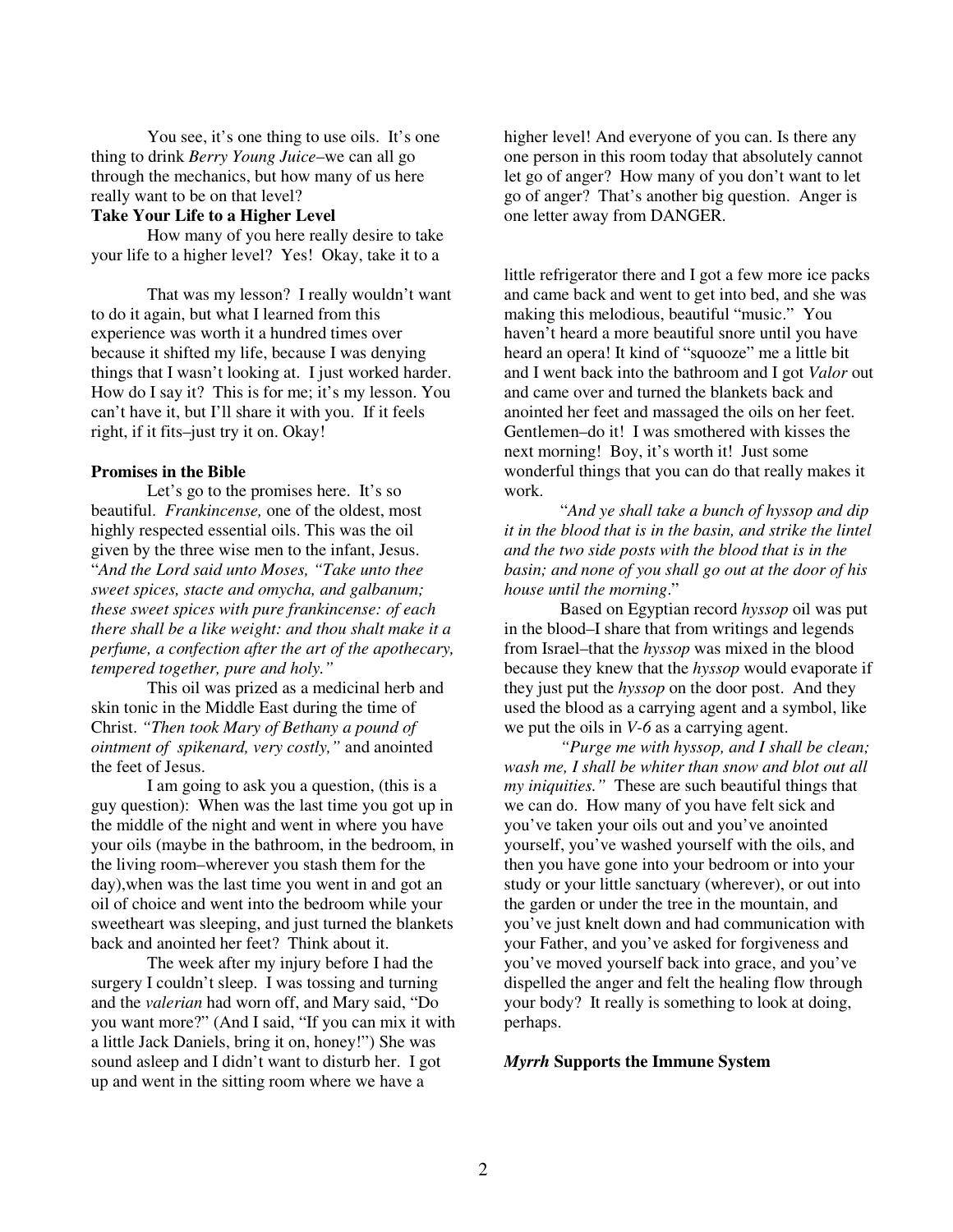You see, it's one thing to use oils. It's one thing to drink *Berry Young Juice*–we can all go through the mechanics, but how many of us here really want to be on that level?

**Take Your Life to a Higher Level**

How many of you here really desire to take your life to a higher level? Yes! Okay, take it to a higher level! And everyone of you can. Is there any one person in this room today that absolutely cannot let go of anger? How many of you don't want to let go of anger? That's another big question. Anger is one letter away from DANGER.

That was my lesson? I really wouldn't want to do it again, but what I learned from this experience was worth it a hundred times over because it shifted my life, because I was denying things that I wasn't looking at. I just worked harder. How do I say it? This is for me; it's my lesson. You can't have it, but I'll share it with you. If it feels right, if it fits–just try it on. Okay!

**Promises in the Bible**

Let's go to the promises here. It's so beautiful. *Frankincense,* one of the oldest, most highly respected essential oils. This was the oil given by the three wise men to the infant, Jesus. "*And the Lord said unto Moses, "Take unto thee sweet spices, stacte and omycha, and galbanum; these sweet spices with pure frankincense: of each there shall be a like weight: and thou shalt make it a perfume, a confection after the art of the apothecary, tempered together, pure and holy."*

This oil was prized as a medicinal herb and skin tonic in the Middle East during the time of Christ. *"Then took Mary of Bethany a pound of ointment of spikenard, very costly,"* and anointed the feet of Jesus.

I am going to ask you a question, (this is a guy question): When was the last time you got up in the middle of the night and went in where you have your oils (maybe in the bathroom, in the bedroom, in the living room–wherever you stash them for the day),when was the last time you went in and got an oil of choice and went into the bedroom while your sweetheart was sleeping, and just turned the blankets back and anointed her feet? Think about it.

The week after my injury before I had the surgery I couldn't sleep. I was tossing and turning and the *valerian* had worn off, and Mary said, "Do you want more?" (And I said, "If you can mix it with a little Jack Daniels, bring it on, honey!") She was sound asleep and I didn't want to disturb her. I got up and went in the sitting room where we have a little refrigerator there and I got a few more ice packs and came back and went to get into bed, and she was making this melodious, beautiful "music." You haven't heard a more beautiful snore until you have heard an opera! It kind of "squooze" me a little bit and I went back into the bathroom and I got *Valor* out and came over and turned the blankets back and anointed her feet and massaged the oils on her feet. Gentlemen–do it! I was smothered with kisses the next morning! Boy, it's worth it! Just some wonderful things that you can do that really makes it work.

"*And ye shall take a bunch of hyssop and dip it in the blood that is in the basin, and strike the lintel and the two side posts with the blood that is in the basin; and none of you shall go out at the door of his house until the morning*."

Based on Egyptian record *hyssop* oil was put in the blood–I share that from writings and legends from Israel–that the *hyssop* was mixed in the blood because they knew that the *hyssop* would evaporate if they just put the *hyssop* on the door post. And they used the blood as a carrying agent and a symbol, like we put the oils in *V-6* as a carrying agent.

*"Purge me with hyssop, and I shall be clean; wash me, I shall be whiter than snow and blot out all my iniquities."* These are such beautiful things that we can do. How many of you have felt sick and you've taken your oils out and you've anointed yourself, you've washed yourself with the oils, and then you have gone into your bedroom or into your study or your little sanctuary (wherever), or out into the garden or under the tree in the mountain, and you've just knelt down and had communication with your Father, and you've asked for forgiveness and you've moved yourself back into grace, and you've dispelled the anger and felt the healing flow through your body? It really is something to look at doing, perhaps.

***Myrrh* Supports the Immune System**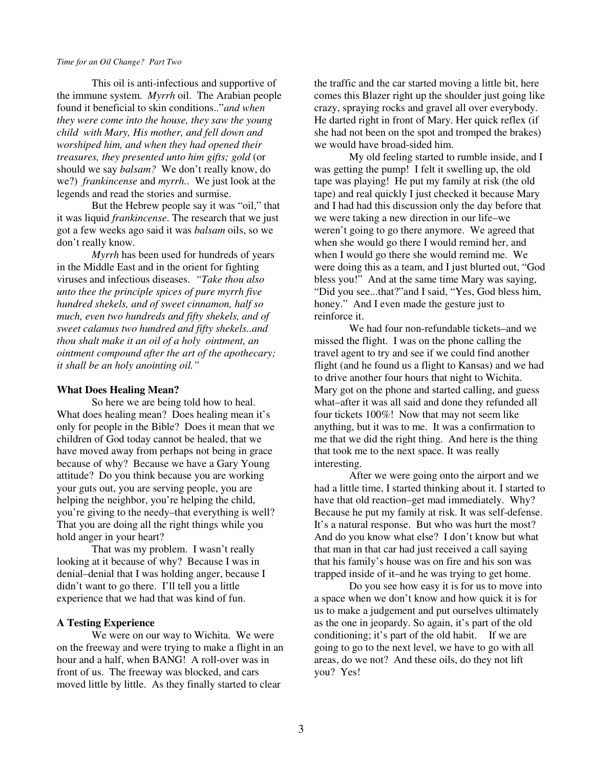This oil is anti-infectious and supportive of the immune system. *Myrrh* oil. The Arabian people found it beneficial to skin conditions.."*and when they were come into the house, they saw the young child with Mary, His mother, and fell down and worshiped him, and when they had opened their treasures, they presented unto him gifts; gold* (or should we say *balsam?* We don't really know, do we?) *frankincense* and *myrrh.*. We just look at the legends and read the stories and surmise.

But the Hebrew people say it was "oil," that it was liquid *frankincense*. The research that we just got a few weeks ago said it was *balsam* oils, so we don't really know.

*Myrrh* has been used for hundreds of years in the Middle East and in the orient for fighting viruses and infectious diseases. *"Take thou also unto thee the principle spices of pure myrrh five hundred shekels, and of sweet cinnamon, half so much, even two hundreds and fifty shekels, and of sweet calamus two hundred and fifty shekels..and thou shalt make it an oil of a holy ointment, an ointment compound after the art of the apothecary; it shall be an holy anointing oil."*

**What Does Healing Mean?**

So here we are being told how to heal. What does healing mean? Does healing mean it's only for people in the Bible? Does it mean that we children of God today cannot be healed, that we have moved away from perhaps not being in grace because of why? Because we have a Gary Young attitude? Do you think because you are working your guts out, you are serving people, you are helping the neighbor, you're helping the child, you're giving to the needy–that everything is well? That you are doing all the right things while you hold anger in your heart?

That was my problem. I wasn't really looking at it because of why? Because I was in denial–denial that I was holding anger, because I didn't want to go there. I'll tell you a little experience that we had that was kind of fun.

**A Testing Experience**

We were on our way to Wichita. We were on the freeway and were trying to make a flight in an hour and a half, when BANG! A roll-over was in front of us. The freeway was blocked, and cars moved little by little. As they finally started to clear the traffic and the car started moving a little bit, here comes this Blazer right up the shoulder just going like crazy, spraying rocks and gravel all over everybody. He darted right in front of Mary. Her quick reflex (if she had not been on the spot and tromped the brakes) we would have broad-sided him.

My old feeling started to rumble inside, and I was getting the pump! I felt it swelling up, the old tape was playing! He put my family at risk (the old tape) and real quickly I just checked it because Mary and I had had this discussion only the day before that we were taking a new direction in our life–we weren't going to go there anymore. We agreed that when she would go there I would remind her, and when I would go there she would remind me. We were doing this as a team, and I just blurted out, "God bless you!" And at the same time Mary was saying, "Did you see...that?"and I said, "Yes, God bless him, honey." And I even made the gesture just to reinforce it.

We had four non-refundable tickets–and we missed the flight. I was on the phone calling the travel agent to try and see if we could find another flight (and he found us a flight to Kansas) and we had to drive another four hours that night to Wichita. Mary got on the phone and started calling, and guess what–after it was all said and done they refunded all four tickets 100%! Now that may not seem like anything, but it was to me. It was a confirmation to me that we did the right thing. And here is the thing that took me to the next space. It was really interesting.

After we were going onto the airport and we had a little time, I started thinking about it. I started to have that old reaction–get mad immediately. Why? Because he put my family at risk. It was self-defense. It's a natural response. But who was hurt the most? And do you know what else? I don't know but what that man in that car had just received a call saying that his family's house was on fire and his son was trapped inside of it–and he was trying to get home.

Do you see how easy it is for us to move into a space when we don't know and how quick it is for us to make a judgement and put ourselves ultimately as the one in jeopardy. So again, it's part of the old conditioning; it's part of the old habit. If we are going to go to the next level, we have to go with all areas, do we not? And these oils, do they not lift you? Yes!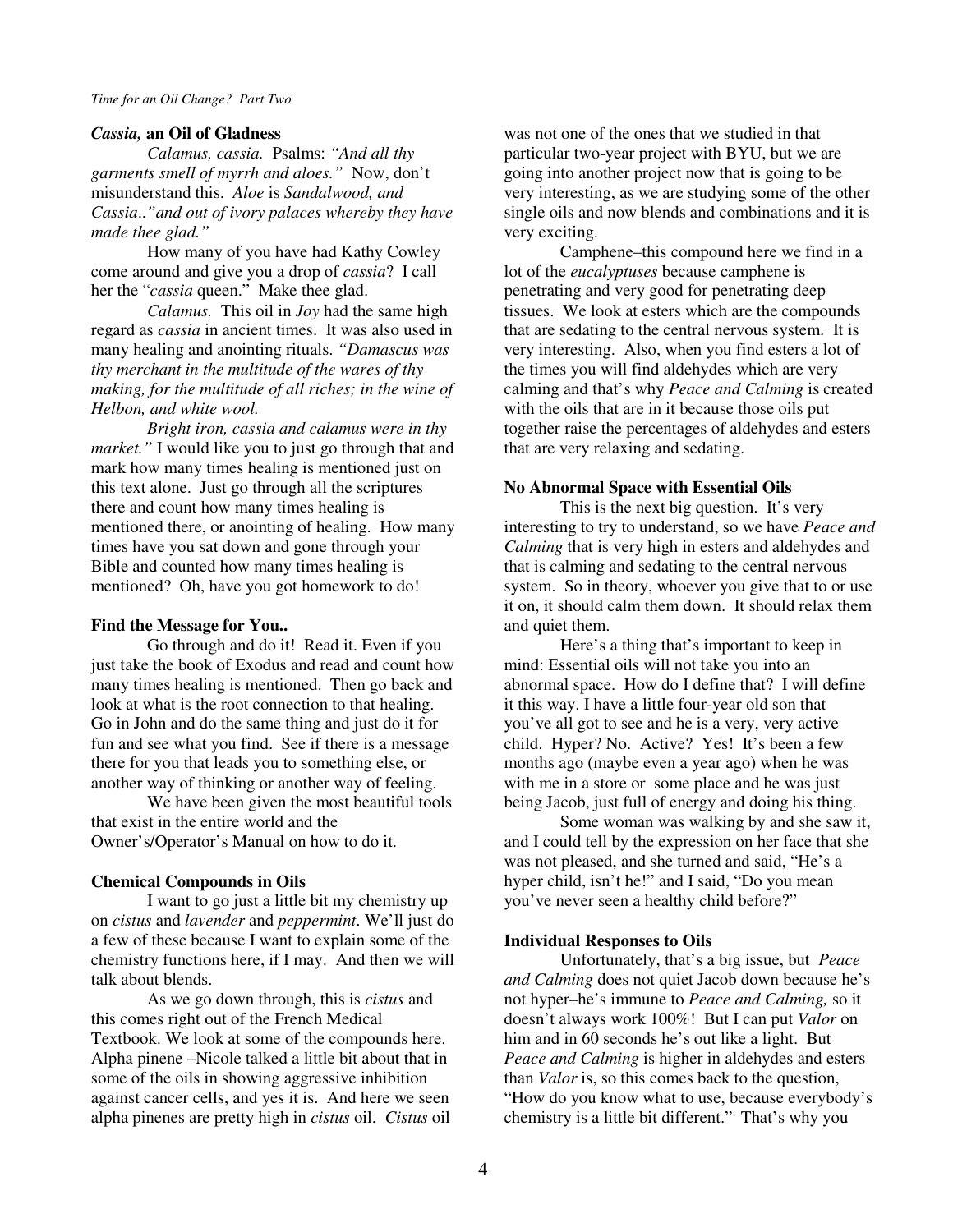### *Cassia,* an Oil of Gladness

*Calamus, cassia.* Psalms: *"And all thy garments smell of myrrh and aloes."* Now, don't misunderstand this. *Aloe* is *Sandalwood, and Cassia.."and out of ivory palaces whereby they have made thee glad."*

How many of you have had Kathy Cowley come around and give you a drop of *cassia*? I call her the "*cassia* queen." Make thee glad.

*Calamus.* This oil in *Joy* had the same high regard as *cassia* in ancient times. It was also used in many healing and anointing rituals. *"Damascus was thy merchant in the multitude of the wares of thy making, for the multitude of all riches; in the wine of Helbon, and white wool.*

*Bright iron, cassia and calamus were in thy market."* I would like you to just go through that and mark how many times healing is mentioned just on this text alone. Just go through all the scriptures there and count how many times healing is mentioned there, or anointing of healing. How many times have you sat down and gone through your Bible and counted how many times healing is mentioned? Oh, have you got homework to do!

### Find the Message for You..

Go through and do it! Read it. Even if you just take the book of Exodus and read and count how many times healing is mentioned. Then go back and look at what is the root connection to that healing. Go in John and do the same thing and just do it for fun and see what you find. See if there is a message there for you that leads you to something else, or another way of thinking or another way of feeling.

We have been given the most beautiful tools that exist in the entire world and the Owner's/Operator's Manual on how to do it.

### Chemical Compounds in Oils

I want to go just a little bit my chemistry up on *cistus* and *lavender* and *peppermint*. We'll just do a few of these because I want to explain some of the chemistry functions here, if I may. And then we will talk about blends.

As we go down through, this is *cistus* and this comes right out of the French Medical Textbook. We look at some of the compounds here. Alpha pinene –Nicole talked a little bit about that in some of the oils in showing aggressive inhibition against cancer cells, and yes it is. And here we seen alpha pinenes are pretty high in *cistus* oil. *Cistus* oil was not one of the ones that we studied in that particular two-year project with BYU, but we are going into another project now that is going to be very interesting, as we are studying some of the other single oils and now blends and combinations and it is very exciting.

Camphene–this compound here we find in a lot of the *eucalyptuses* because camphene is penetrating and very good for penetrating deep tissues. We look at esters which are the compounds that are sedating to the central nervous system. It is very interesting. Also, when you find esters a lot of the times you will find aldehydes which are very calming and that's why *Peace and Calming* is created with the oils that are in it because those oils put together raise the percentages of aldehydes and esters that are very relaxing and sedating.

### No Abnormal Space with Essential Oils

This is the next big question. It's very interesting to try to understand, so we have *Peace and Calming* that is very high in esters and aldehydes and that is calming and sedating to the central nervous system. So in theory, whoever you give that to or use it on, it should calm them down. It should relax them and quiet them.

Here's a thing that's important to keep in mind: Essential oils will not take you into an abnormal space. How do I define that? I will define it this way. I have a little four-year old son that you've all got to see and he is a very, very active child. Hyper? No. Active? Yes! It's been a few months ago (maybe even a year ago) when he was with me in a store or some place and he was just being Jacob, just full of energy and doing his thing.

Some woman was walking by and she saw it, and I could tell by the expression on her face that she was not pleased, and she turned and said, "He's a hyper child, isn't he!" and I said, "Do you mean you've never seen a healthy child before?"

### Individual Responses to Oils

Unfortunately, that's a big issue, but *Peace and Calming* does not quiet Jacob down because he's not hyper–he's immune to *Peace and Calming,* so it doesn't always work 100%! But I can put *Valor* on him and in 60 seconds he's out like a light. But *Peace and Calming* is higher in aldehydes and esters than *Valor* is, so this comes back to the question, "How do you know what to use, because everybody's chemistry is a little bit different." That's why you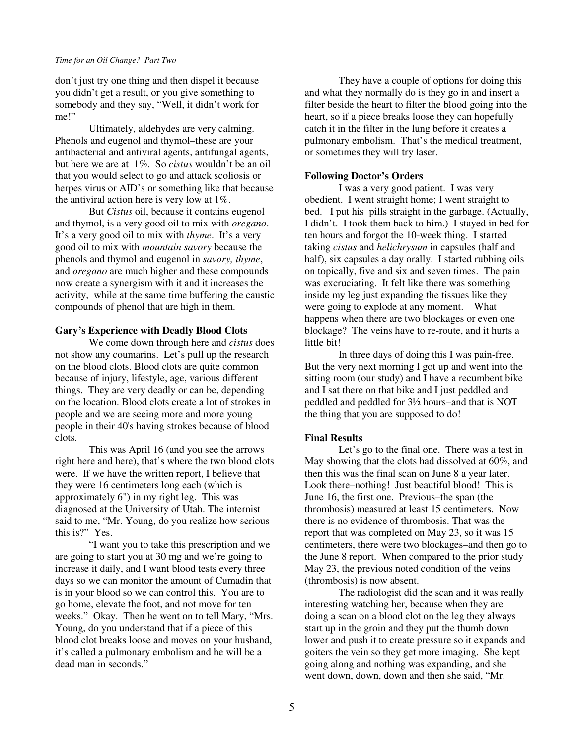don't just try one thing and then dispel it because you didn't get a result, or you give something to somebody and they say, "Well, it didn't work for me!"

Ultimately, aldehydes are very calming. Phenols and eugenol and thymol–these are your antibacterial and antiviral agents, antifungal agents, but here we are at 1%. So *cistus* wouldn't be an oil that you would select to go and attack scoliosis or herpes virus or AID's or something like that because the antiviral action here is very low at 1%.

But *Cistus* oil, because it contains eugenol and thymol, is a very good oil to mix with *oregano*. It's a very good oil to mix with *thyme*. It's a very good oil to mix with *mountain savory* because the phenols and thymol and eugenol in *savory, thyme*, and *oregano* are much higher and these compounds now create a synergism with it and it increases the activity, while at the same time buffering the caustic compounds of phenol that are high in them.

**Gary's Experience with Deadly Blood Clots**

We come down through here and *cistus* does not show any coumarins. Let's pull up the research on the blood clots. Blood clots are quite common because of injury, lifestyle, age, various different things. They are very deadly or can be, depending on the location. Blood clots create a lot of strokes in people and we are seeing more and more young people in their 40's having strokes because of blood clots.

This was April 16 (and you see the arrows right here and here), that's where the two blood clots were. If we have the written report, I believe that they were 16 centimeters long each (which is approximately 6") in my right leg. This was diagnosed at the University of Utah. The internist said to me, "Mr. Young, do you realize how serious this is?" Yes.

"I want you to take this prescription and we are going to start you at 30 mg and we're going to increase it daily, and I want blood tests every three days so we can monitor the amount of Cumadin that is in your blood so we can control this. You are to go home, elevate the foot, and not move for ten weeks." Okay. Then he went on to tell Mary, "Mrs. Young, do you understand that if a piece of this blood clot breaks loose and moves on your husband, it's called a pulmonary embolism and he will be a dead man in seconds."

They have a couple of options for doing this and what they normally do is they go in and insert a filter beside the heart to filter the blood going into the heart, so if a piece breaks loose they can hopefully catch it in the filter in the lung before it creates a pulmonary embolism. That's the medical treatment, or sometimes they will try laser.

**Following Doctor's Orders**

I was a very good patient. I was very obedient. I went straight home; I went straight to bed. I put his pills straight in the garbage. (Actually, I didn't. I took them back to him.) I stayed in bed for ten hours and forgot the 10-week thing. I started taking *cistus* and *helichrysum* in capsules (half and half), six capsules a day orally. I started rubbing oils on topically, five and six and seven times. The pain was excruciating. It felt like there was something inside my leg just expanding the tissues like they were going to explode at any moment. What happens when there are two blockages or even one blockage? The veins have to re-route, and it hurts a little bit!

In three days of doing this I was pain-free. But the very next morning I got up and went into the sitting room (our study) and I have a recumbent bike and I sat there on that bike and I just peddled and peddled and peddled for 3½ hours–and that is NOT the thing that you are supposed to do!

**Final Results**

Let's go to the final one. There was a test in May showing that the clots had dissolved at 60%, and then this was the final scan on June 8 a year later. Look there–nothing! Just beautiful blood! This is June 16, the first one. Previous–the span (the thrombosis) measured at least 15 centimeters. Now there is no evidence of thrombosis. That was the report that was completed on May 23, so it was 15 centimeters, there were two blockages–and then go to the June 8 report. When compared to the prior study May 23, the previous noted condition of the veins (thrombosis) is now absent.

The radiologist did the scan and it was really interesting watching her, because when they are doing a scan on a blood clot on the leg they always start up in the groin and they put the thumb down lower and push it to create pressure so it expands and goiters the vein so they get more imaging. She kept going along and nothing was expanding, and she went down, down, down and then she said, "Mr.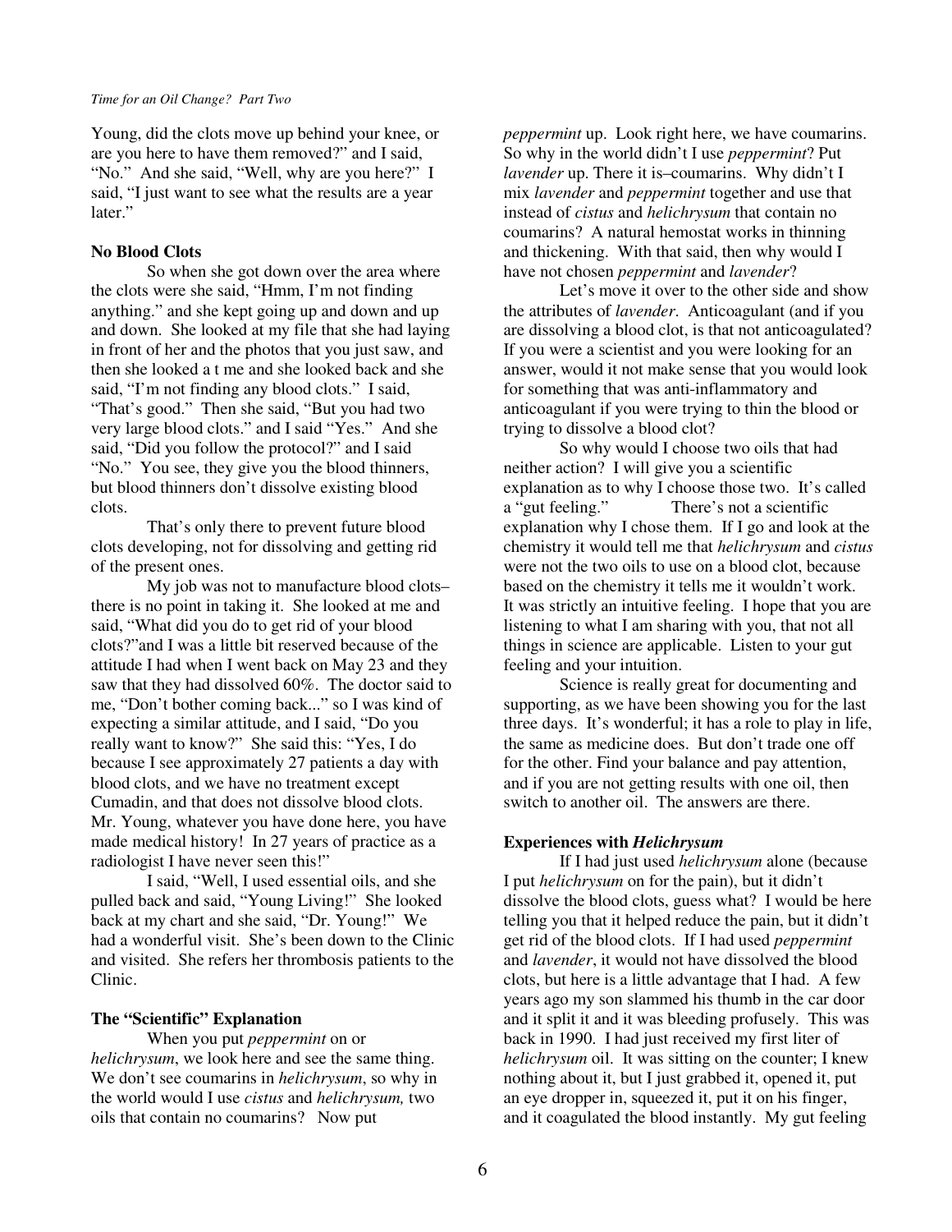Young, did the clots move up behind your knee, or are you here to have them removed?" and I said, "No." And she said, "Well, why are you here?" I said, "I just want to see what the results are a year later."

### No Blood Clots

So when she got down over the area where the clots were she said, "Hmm, I'm not finding anything." and she kept going up and down and up and down. She looked at my file that she had laying in front of her and the photos that you just saw, and then she looked a t me and she looked back and she said, "I'm not finding any blood clots." I said, "That's good." Then she said, "But you had two very large blood clots." and I said "Yes." And she said, "Did you follow the protocol?" and I said "No." You see, they give you the blood thinners, but blood thinners don't dissolve existing blood clots.

That's only there to prevent future blood clots developing, not for dissolving and getting rid of the present ones.

My job was not to manufacture blood clots–there is no point in taking it. She looked at me and said, "What did you do to get rid of your blood clots?"and I was a little bit reserved because of the attitude I had when I went back on May 23 and they saw that they had dissolved 60%. The doctor said to me, "Don't bother coming back..." so I was kind of expecting a similar attitude, and I said, "Do you really want to know?" She said this: "Yes, I do because I see approximately 27 patients a day with blood clots, and we have no treatment except Cumadin, and that does not dissolve blood clots. Mr. Young, whatever you have done here, you have made medical history! In 27 years of practice as a radiologist I have never seen this!"

I said, "Well, I used essential oils, and she pulled back and said, "Young Living!" She looked back at my chart and she said, "Dr. Young!" We had a wonderful visit. She's been down to the Clinic and visited. She refers her thrombosis patients to the Clinic.

### The "Scientific" Explanation

When you put *peppermint* on or *helichrysum*, we look here and see the same thing. We don't see coumarins in *helichrysum*, so why in the world would I use *cistus* and *helichrysum,* two oils that contain no coumarins? Now put *peppermint* up. Look right here, we have coumarins. So why in the world didn't I use *peppermint*? Put *lavender* up. There it is–coumarins. Why didn't I mix *lavender* and *peppermint* together and use that instead of *cistus* and *helichrysum* that contain no coumarins? A natural hemostat works in thinning and thickening. With that said, then why would I have not chosen *peppermint* and *lavender*?

Let's move it over to the other side and show the attributes of *lavender*. Anticoagulant (and if you are dissolving a blood clot, is that not anticoagulated? If you were a scientist and you were looking for an answer, would it not make sense that you would look for something that was anti-inflammatory and anticoagulant if you were trying to thin the blood or trying to dissolve a blood clot?

So why would I choose two oils that had neither action? I will give you a scientific explanation as to why I choose those two. It's called a "gut feeling." There's not a scientific explanation why I chose them. If I go and look at the chemistry it would tell me that *helichrysum* and *cistus* were not the two oils to use on a blood clot, because based on the chemistry it tells me it wouldn't work. It was strictly an intuitive feeling. I hope that you are listening to what I am sharing with you, that not all things in science are applicable. Listen to your gut feeling and your intuition.

Science is really great for documenting and supporting, as we have been showing you for the last three days. It's wonderful; it has a role to play in life, the same as medicine does. But don't trade one off for the other. Find your balance and pay attention, and if you are not getting results with one oil, then switch to another oil. The answers are there.

### Experiences with *Helichrysum*

If I had just used *helichrysum* alone (because I put *helichrysum* on for the pain), but it didn't dissolve the blood clots, guess what? I would be here telling you that it helped reduce the pain, but it didn't get rid of the blood clots. If I had used *peppermint* and *lavender*, it would not have dissolved the blood clots, but here is a little advantage that I had. A few years ago my son slammed his thumb in the car door and it split it and it was bleeding profusely. This was back in 1990. I had just received my first liter of *helichrysum* oil. It was sitting on the counter; I knew nothing about it, but I just grabbed it, opened it, put an eye dropper in, squeezed it, put it on his finger, and it coagulated the blood instantly. My gut feeling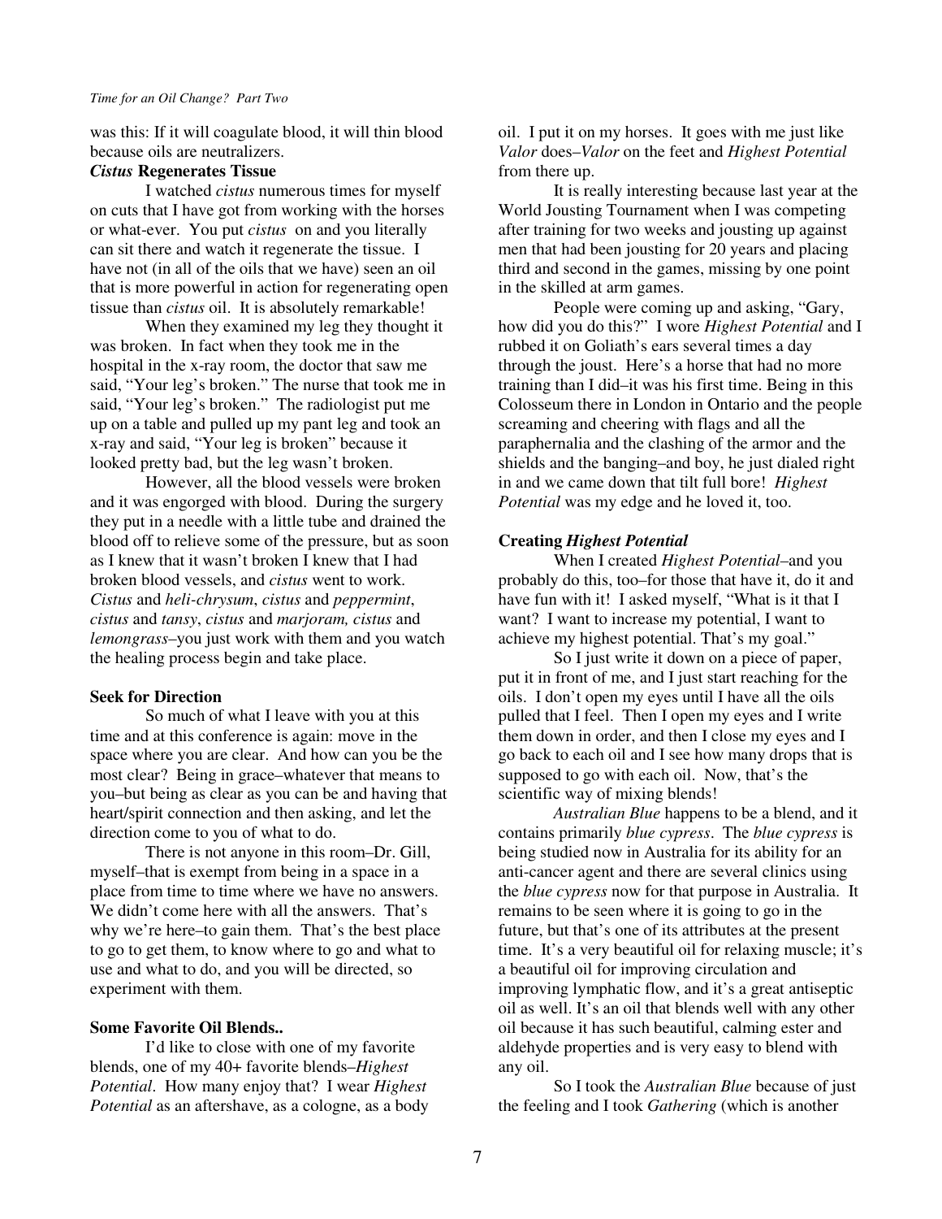was this: If it will coagulate blood, it will thin blood because oils are neutralizers.

### *Cistus* Regenerates Tissue

I watched *cistus* numerous times for myself on cuts that I have got from working with the horses or what-ever. You put *cistus* on and you literally can sit there and watch it regenerate the tissue. I have not (in all of the oils that we have) seen an oil that is more powerful in action for regenerating open tissue than *cistus* oil. It is absolutely remarkable!

When they examined my leg they thought it was broken. In fact when they took me in the hospital in the x-ray room, the doctor that saw me said, "Your leg's broken." The nurse that took me in said, "Your leg's broken." The radiologist put me up on a table and pulled up my pant leg and took an x-ray and said, "Your leg is broken" because it looked pretty bad, but the leg wasn't broken.

However, all the blood vessels were broken and it was engorged with blood. During the surgery they put in a needle with a little tube and drained the blood off to relieve some of the pressure, but as soon as I knew that it wasn't broken I knew that I had broken blood vessels, and *cistus* went to work. *Cistus* and *heli-chrysum*, *cistus* and *peppermint*, *cistus* and *tansy*, *cistus* and *marjoram, cistus* and *lemongrass*–you just work with them and you watch the healing process begin and take place.

### Seek for Direction

So much of what I leave with you at this time and at this conference is again: move in the space where you are clear. And how can you be the most clear? Being in grace–whatever that means to you–but being as clear as you can be and having that heart/spirit connection and then asking, and let the direction come to you of what to do.

There is not anyone in this room–Dr. Gill, myself–that is exempt from being in a space in a place from time to time where we have no answers. We didn't come here with all the answers. That's why we're here–to gain them. That's the best place to go to get them, to know where to go and what to use and what to do, and you will be directed, so experiment with them.

### Some Favorite Oil Blends..

I'd like to close with one of my favorite blends, one of my 40+ favorite blends–*Highest Potential*. How many enjoy that? I wear *Highest Potential* as an aftershave, as a cologne, as a body oil. I put it on my horses. It goes with me just like *Valor* does–*Valor* on the feet and *Highest Potential* from there up.

It is really interesting because last year at the World Jousting Tournament when I was competing after training for two weeks and jousting up against men that had been jousting for 20 years and placing third and second in the games, missing by one point in the skilled at arm games.

People were coming up and asking, "Gary, how did you do this?" I wore *Highest Potential* and I rubbed it on Goliath's ears several times a day through the joust. Here's a horse that had no more training than I did–it was his first time. Being in this Colosseum there in London in Ontario and the people screaming and cheering with flags and all the paraphernalia and the clashing of the armor and the shields and the banging–and boy, he just dialed right in and we came down that tilt full bore! *Highest Potential* was my edge and he loved it, too.

### Creating *Highest Potential*

When I created *Highest Potential*–and you probably do this, too–for those that have it, do it and have fun with it! I asked myself, "What is it that I want? I want to increase my potential, I want to achieve my highest potential. That's my goal."

So I just write it down on a piece of paper, put it in front of me, and I just start reaching for the oils. I don't open my eyes until I have all the oils pulled that I feel. Then I open my eyes and I write them down in order, and then I close my eyes and I go back to each oil and I see how many drops that is supposed to go with each oil. Now, that's the scientific way of mixing blends!

*Australian Blue* happens to be a blend, and it contains primarily *blue cypress*. The *blue cypress* is being studied now in Australia for its ability for an anti-cancer agent and there are several clinics using the *blue cypress* now for that purpose in Australia. It remains to be seen where it is going to go in the future, but that's one of its attributes at the present time. It's a very beautiful oil for relaxing muscle; it's a beautiful oil for improving circulation and improving lymphatic flow, and it's a great antiseptic oil as well. It's an oil that blends well with any other oil because it has such beautiful, calming ester and aldehyde properties and is very easy to blend with any oil.

So I took the *Australian Blue* because of just the feeling and I took *Gathering* (which is another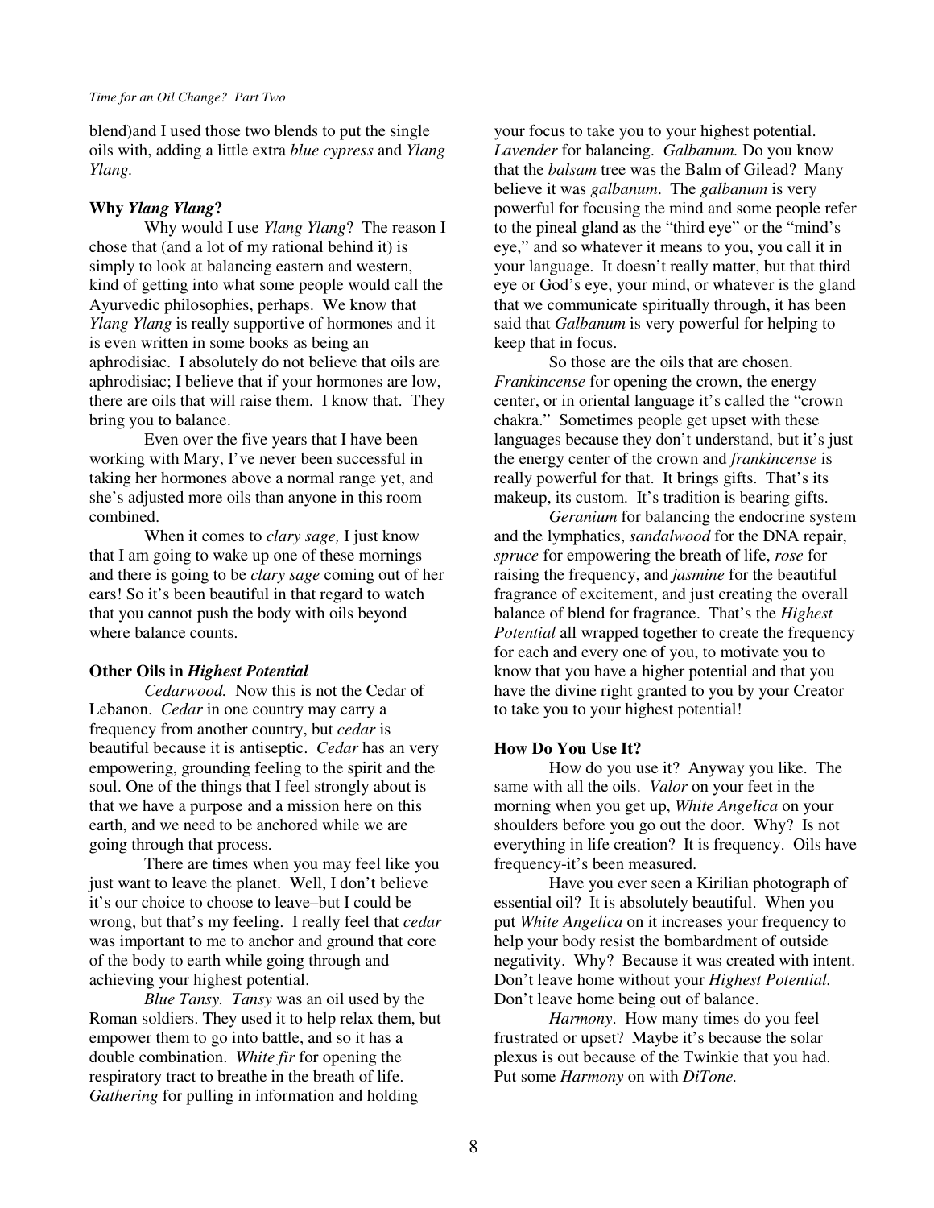blend)and I used those two blends to put the single oils with, adding a little extra *blue cypress* and *Ylang Ylang.*

**Why *Ylang Ylang*?**

Why would I use *Ylang Ylang*? The reason I chose that (and a lot of my rational behind it) is simply to look at balancing eastern and western, kind of getting into what some people would call the Ayurvedic philosophies, perhaps. We know that *Ylang Ylang* is really supportive of hormones and it is even written in some books as being an aphrodisiac. I absolutely do not believe that oils are aphrodisiac; I believe that if your hormones are low, there are oils that will raise them. I know that. They bring you to balance.

Even over the five years that I have been working with Mary, I've never been successful in taking her hormones above a normal range yet, and she's adjusted more oils than anyone in this room combined.

When it comes to *clary sage,* I just know that I am going to wake up one of these mornings and there is going to be *clary sage* coming out of her ears! So it's been beautiful in that regard to watch that you cannot push the body with oils beyond where balance counts.

**Other Oils in *Highest Potential***

*Cedarwood.* Now this is not the Cedar of Lebanon. *Cedar* in one country may carry a frequency from another country, but *cedar* is beautiful because it is antiseptic. *Cedar* has an very empowering, grounding feeling to the spirit and the soul. One of the things that I feel strongly about is that we have a purpose and a mission here on this earth, and we need to be anchored while we are going through that process.

There are times when you may feel like you just want to leave the planet. Well, I don't believe it's our choice to choose to leave–but I could be wrong, but that's my feeling. I really feel that *cedar* was important to me to anchor and ground that core of the body to earth while going through and achieving your highest potential.

*Blue Tansy. Tansy* was an oil used by the Roman soldiers. They used it to help relax them, but empower them to go into battle, and so it has a double combination. *White fir* for opening the respiratory tract to breathe in the breath of life. *Gathering* for pulling in information and holding your focus to take you to your highest potential. *Lavender* for balancing. *Galbanum.* Do you know that the *balsam* tree was the Balm of Gilead? Many believe it was *galbanum*. The *galbanum* is very powerful for focusing the mind and some people refer to the pineal gland as the "third eye" or the "mind's eye," and so whatever it means to you, you call it in your language. It doesn't really matter, but that third eye or God's eye, your mind, or whatever is the gland that we communicate spiritually through, it has been said that *Galbanum* is very powerful for helping to keep that in focus.

So those are the oils that are chosen. *Frankincense* for opening the crown, the energy center, or in oriental language it's called the "crown chakra." Sometimes people get upset with these languages because they don't understand, but it's just the energy center of the crown and *frankincense* is really powerful for that. It brings gifts. That's its makeup, its custom. It's tradition is bearing gifts.

*Geranium* for balancing the endocrine system and the lymphatics, *sandalwood* for the DNA repair, *spruce* for empowering the breath of life, *rose* for raising the frequency, and *jasmine* for the beautiful fragrance of excitement, and just creating the overall balance of blend for fragrance. That's the *Highest Potential* all wrapped together to create the frequency for each and every one of you, to motivate you to know that you have a higher potential and that you have the divine right granted to you by your Creator to take you to your highest potential!

**How Do You Use It?**

How do you use it? Anyway you like. The same with all the oils. *Valor* on your feet in the morning when you get up, *White Angelica* on your shoulders before you go out the door. Why? Is not everything in life creation? It is frequency. Oils have frequency-it's been measured.

Have you ever seen a Kirilian photograph of essential oil? It is absolutely beautiful. When you put *White Angelica* on it increases your frequency to help your body resist the bombardment of outside negativity. Why? Because it was created with intent. Don't leave home without your *Highest Potential.* Don't leave home being out of balance.

*Harmony*. How many times do you feel frustrated or upset? Maybe it's because the solar plexus is out because of the Twinkie that you had. Put some *Harmony* on with *DiTone.*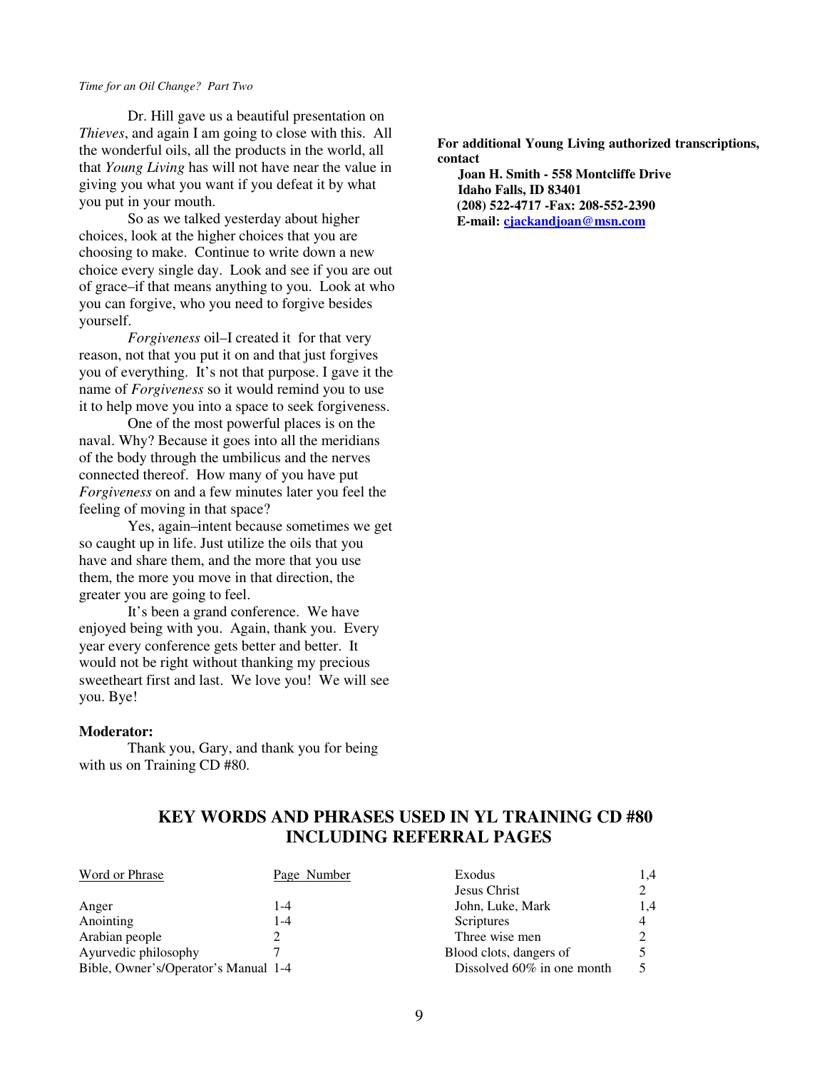Dr. Hill gave us a beautiful presentation on *Thieves*, and again I am going to close with this. All the wonderful oils, all the products in the world, all that *Young Living* has will not have near the value in giving you what you want if you defeat it by what you put in your mouth.

So as we talked yesterday about higher choices, look at the higher choices that you are choosing to make. Continue to write down a new choice every single day. Look and see if you are out of grace–if that means anything to you. Look at who you can forgive, who you need to forgive besides yourself.

*Forgiveness* oil–I created it for that very reason, not that you put it on and that just forgives you of everything. It's not that purpose. I gave it the name of *Forgiveness* so it would remind you to use it to help move you into a space to seek forgiveness.

One of the most powerful places is on the naval. Why? Because it goes into all the meridians of the body through the umbilicus and the nerves connected thereof. How many of you have put *Forgiveness* on and a few minutes later you feel the feeling of moving in that space?

Yes, again–intent because sometimes we get so caught up in life. Just utilize the oils that you have and share them, and the more that you use them, the more you move in that direction, the greater you are going to feel.

It's been a grand conference. We have enjoyed being with you. Again, thank you. Every year every conference gets better and better. It would not be right without thanking my precious sweetheart first and last. We love you! We will see you. Bye!

**Moderator:**

Thank you, Gary, and thank you for being with us on Training CD #80.

**For additional Young Living authorized transcriptions, contact**
**Joan H. Smith - 558 Montcliffe Drive**
**Idaho Falls, ID 83401**
**(208) 522-4717 -Fax: 208-552-2390**
**E-mail: cjackandjoan@msn.com**

## KEY WORDS AND PHRASES USED IN YL TRAINING CD #80 INCLUDING REFERRAL PAGES

| Word or Phrase | Page Number |
|---|---|
| Anger | 1-4 |
| Anointing | 1-4 |
| Arabian people | 2 |
| Ayurvedic philosophy | 7 |
| Bible, Owner's/Operator's Manual | 1-4 |
| Exodus | 1,4 |
| Jesus Christ | 2 |
| John, Luke, Mark | 1,4 |
| Scriptures | 4 |
| Three wise men | 2 |
| Blood clots, dangers of | 5 |
| Dissolved 60% in one month | 5 |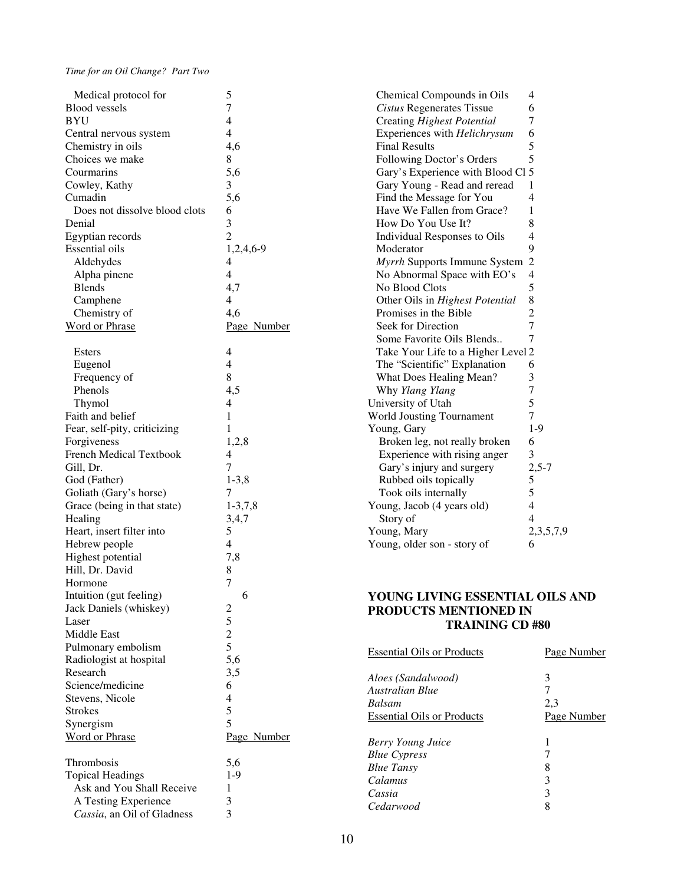| Word or Phrase | Page Number |
|---|---|
| Medical protocol for | 5 |
| Blood vessels | 7 |
| BYU | 4 |
| Central nervous system | 4 |
| Chemistry in oils | 4,6 |
| Choices we make | 8 |
| Courmarins | 5,6 |
| Cowley, Kathy | 3 |
| Cumadin | 5,6 |
| Does not dissolve blood clots | 6 |
| Denial | 3 |
| Egyptian records | 2 |
| Essential oils | 1,2,4,6-9 |
| Aldehydes | 4 |
| Alpha pinene | 4 |
| Blends | 4,7 |
| Camphene | 4 |
| Chemistry of | 4,6 |

| Word or Phrase | Page Number |
|---|---|
| Esters | 4 |
| Eugenol | 4 |
| Frequency of | 8 |
| Phenols | 4,5 |
| Thymol | 4 |
| Faith and belief | 1 |
| Fear, self-pity, criticizing | 1 |
| Forgiveness | 1,2,8 |
| French Medical Textbook | 4 |
| Gill, Dr. | 7 |
| God (Father) | 1-3,8 |
| Goliath (Gary's horse) | 7 |
| Grace (being in that state) | 1-3,7,8 |
| Healing | 3,4,7 |
| Heart, insert filter into | 5 |
| Hebrew people | 4 |
| Highest potential | 7,8 |
| Hill, Dr. David | 8 |
| Hormone | 7 |
| Intuition (gut feeling) | 6 |
| Jack Daniels (whiskey) | 2 |
| Laser | 5 |
| Middle East | 2 |
| Pulmonary embolism | 5 |
| Radiologist at hospital | 5,6 |
| Research | 3,5 |
| Science/medicine | 6 |
| Stevens, Nicole | 4 |
| Strokes | 5 |
| Synergism | 5 |

| Word or Phrase | Page Number |
|---|---|
| Thrombosis | 5,6 |
| Topical Headings | 1-9 |
| Ask and You Shall Receive | 1 |
| A Testing Experience | 3 |
| *Cassia*, an Oil of Gladness | 3 |
| Chemical Compounds in Oils | 4 |
| *Cistus* Regenerates Tissue | 6 |
| Creating *Highest Potential* | 7 |
| Experiences with *Helichrysum* | 6 |
| Final Results | 5 |
| Following Doctor's Orders | 5 |
| Gary's Experience with Blood Cl | 5 |
| Gary Young - Read and reread | 1 |
| Find the Message for You | 4 |
| Have We Fallen from Grace? | 1 |
| How Do You Use It? | 8 |
| Individual Responses to Oils | 4 |
| Moderator | 9 |
| *Myrrh* Supports Immune System | 2 |
| No Abnormal Space with EO's | 4 |
| No Blood Clots | 5 |
| Other Oils in *Highest Potential* | 8 |
| Promises in the Bible | 2 |
| Seek for Direction | 7 |
| Some Favorite Oils Blends.. | 7 |
| Take Your Life to a Higher Level | 2 |
| The "Scientific" Explanation | 6 |
| What Does Healing Mean? | 3 |
| Why *Ylang Ylang* | 7 |
| University of Utah | 5 |
| World Jousting Tournament | 7 |
| Young, Gary | 1-9 |
| Broken leg, not really broken | 6 |
| Experience with rising anger | 3 |
| Gary's injury and surgery | 2,5-7 |
| Rubbed oils topically | 5 |
| Took oils internally | 5 |
| Young, Jacob (4 years old) | 4 |
| Story of | 4 |
| Young, Mary | 2,3,5,7,9 |
| Young, older son - story of | 6 |

**YOUNG LIVING ESSENTIAL OILS AND PRODUCTS MENTIONED IN TRAINING CD #80**

| Essential Oils or Products | Page Number |
|---|---|
| *Aloes (Sandalwood)* | 3 |
| *Australian Blue* | 7 |
| *Balsam* | 2,3 |

| Essential Oils or Products | Page Number |
|---|---|
| *Berry Young Juice* | 1 |
| *Blue Cypress* | 7 |
| *Blue Tansy* | 8 |
| *Calamus* | 3 |
| *Cassia* | 3 |
| *Cedarwood* | 8 |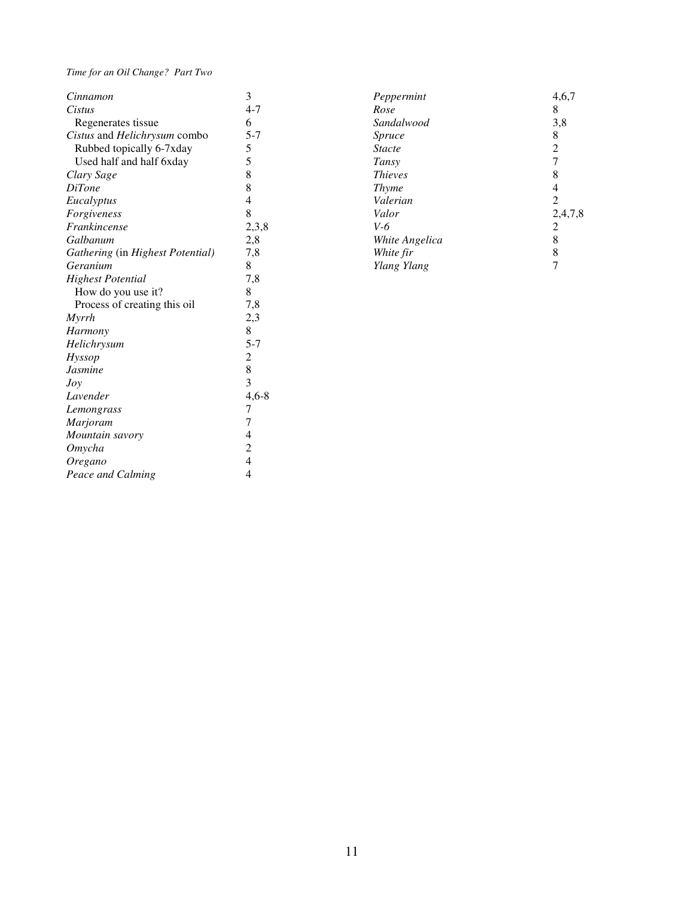| | |
|---|---|
| *Cinnamon* | 3 |
| *Cistus* | 4-7 |
| Regenerates tissue | 6 |
| *Cistus* and *Helichrysum* combo | 5-7 |
| Rubbed topically 6-7xday | 5 |
| Used half and half 6xday | 5 |
| *Clary Sage* | 8 |
| *DiTone* | 8 |
| *Eucalyptus* | 4 |
| *Forgiveness* | 8 |
| *Frankincense* | 2,3,8 |
| *Galbanum* | 2,8 |
| *Gathering* (in *Highest Potential)* | 7,8 |
| *Geranium* | 8 |
| *Highest Potential* | 7,8 |
| How do you use it? | 8 |
| Process of creating this oil | 7,8 |
| *Myrrh* | 2,3 |
| *Harmony* | 8 |
| *Helichrysum* | 5-7 |
| *Hyssop* | 2 |
| *Jasmine* | 8 |
| *Joy* | 3 |
| *Lavender* | 4,6-8 |
| *Lemongrass* | 7 |
| *Marjoram* | 7 |
| *Mountain savory* | 4 |
| *Omycha* | 2 |
| *Oregano* | 4 |
| *Peace and Calming* | 4 |
| *Peppermint* | 4,6,7 |
| *Rose* | 8 |
| *Sandalwood* | 3,8 |
| *Spruce* | 8 |
| *Stacte* | 2 |
| *Tansy* | 7 |
| *Thieves* | 8 |
| *Thyme* | 4 |
| *Valerian* | 2 |
| *Valor* | 2,4,7,8 |
| *V-6* | 2 |
| *White Angelica* | 8 |
| *White fir* | 8 |
| *Ylang Ylang* | 7 |